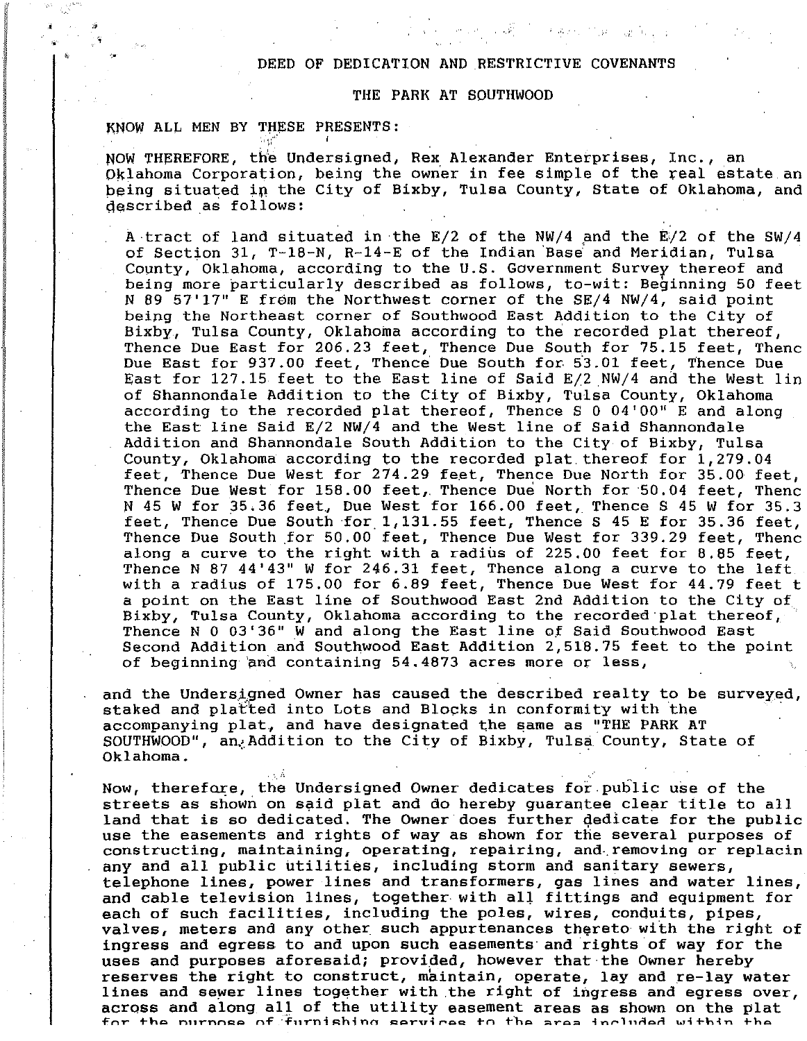# DEED OF DEDICATION AND RESTRICTIVE COVENANTS

## THE PARK AT SOUTHWOOD

KNOW ALL MEN BY THESE PRESENTS:

NOW THEREFORE, the Undersigned, Rex Alexander Enterprises, Inc., an Oklahoma Corporation, being the owner in fee simple of the real estate an being situated in the City of Bixby, Tulsa County, State of Oklahoma, and described as follows:

> A tract of land situated in the E/2 of the NW/4 and the E/2 of the SW/4 of Section 31, T-18-N, R-14-E of the Indian Base and Meridian, Tulsa County, Oklahoma, according to the U.S. Government Survey thereof and being more particularly described as follows, to-wit: Beginning 50 feet N 89 57'17" E from the Northwest corner of the SE/4 NW/4, said point being the Northeast corner of Southwood East Addition to the City of Bixby, Tulsa County, Oklahoma according to the recorded plat thereof, Thence Due East for 206.23 feet, Thence Due South for 75.15 feet, Thenc Due East for 937.00 feet, Thence Due South for 53.01 feet, Thence Due East for 127.15 feet to the East line of Said E/2 NW/4 and the West lin of Shannondale Addition to the City of Bixby, Tulsa County, Oklahoma according to the recorded plat thereof, Thence S 0 04'00" E and along the East line Said E/2 NW/4 and the West line of Said Shannondale Addition and Shannondale South Addition to the City of Bixby, Tulsa County, Oklahoma according to the recorded plat thereof for 1,279.04 feet, Thence Due West for 274.29 feet, Thence Due North for 35.00 feet, Thence Due West for 158.00 feet, Thence Due North for 50.04 feet, Thenc N 45 W for 35.36 feet, Due West for 166.00 feet, Thence S 45 W for 35.3 feet, Thence Due South for 1,131.55 feet, Thence S 45 E for 35.36 feet, Thence Due South for 50.00 feet, Thence Due West for 339.29 feet, Thenc along a curve to the right with a radius of 225.00 feet for 8.85 feet, Thence N 87 44'43" W for 246.31 feet, Thence along a curve to the left with a radius of 175.00 for 6.89 feet, Thence Due West for 44.79 feet t a point on the East line of Southwood East 2nd Addition to the City of Bixby, Tulsa County, Oklahoma according to the recorded plat thereof, Thence N 0 03'36" W and along the East line of Said Southwood East Second Addition and Southwood East Addition 2,518.75 feet to the point of beginning and containing 54.4873 acres more or less,

and the Undersigned Owner has caused the described realty to be surveyed, staked and platted into Lots and Blocks in conformity with the accompanying plat, and have designated the same as "THE PARK AT SOUTHWOOD", an Addition to the City of Bixby, Tulsa County, State of Oklahoma.

Now, therefore, the Undersigned Owner dedicates for public use of the streets as shown on said plat and do hereby guarantee clear title to all land that is so dedicated. The Owner does further dedicate for the public use the easements and rights of way as shown for the several purposes of constructing, maintaining, operating, repairing, and removing or replacin any and all public utilities, including storm and sanitary sewers, telephone lines, power lines and transformers, gas lines and water lines, and cable television lines, together with all fittings and equipment for each of such facilities, including the poles, wires, conduits, pipes, valves, meters and any other such appurtenances thereto with the right of ingress and egress to and upon such easements and rights of way for the uses and purposes aforesaid; provided, however that the Owner hereby reserves the right to construct, maintain, operate, lay and re-lay water lines and sewer lines together with the right of ingress and egress over, across and along all of the utility easement areas as shown on the plat for the purpose of furnishing services to the area included within the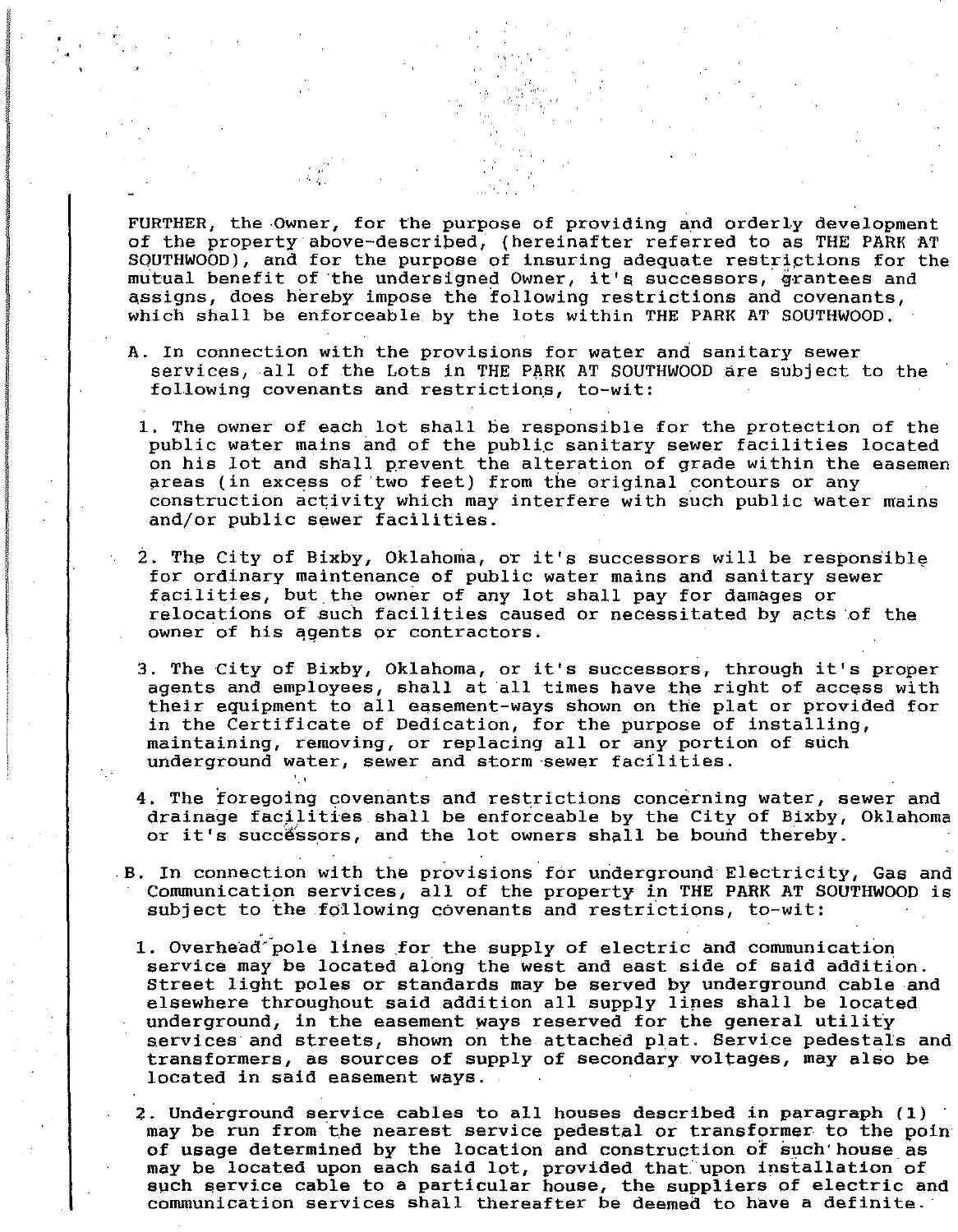FURTHER, the Owner, for the purpose of providing and orderly development of the property above-described, (hereinafter referred to as THE PARK AT SOUTHWOOD), and for the purpose of insuring adequate restrictions for the mutual benefit of the undersigned Owner, it's successors, grantees and assigns, does hereby impose the following restrictions and covenants, which shall be enforceable by the lots within THE PARK AT SOUTHWOOD.

A. In connection with the provisions for water and sanitary sewer services, all of the Lots in THE PARK AT SOUTHWOOD are subject to the following covenants and restrictions, to-wit:

1. The owner of each lot shall be responsible for the protection of the public water mains and of the public sanitary sewer facilities located on his lot and shall prevent the alteration of grade within the easemen areas (in excess of two feet) from the original contours or any construction activity which may interfere with such public water mains and/or public sewer facilities.

2. The City of Bixby, Oklahoma, or it's successors will be responsible for ordinary maintenance of public water mains and sanitary sewer facilities, but the owner of any lot shall pay for damages or relocations of such facilities caused or necessitated by acts of the owner of his agents or contractors.

3. The City of Bixby, Oklahoma, or it's successors, through it's proper agents and employees, shall at all times have the right of access with their equipment to all easement-ways shown on the plat or provided for in the Certificate of Dedication, for the purpose of installing, maintaining, removing, or replacing all or any portion of such underground water, sewer and storm sewer facilities.

4. The foregoing covenants and restrictions concerning water, sewer and drainage facilities shall be enforceable by the City of Bixby, Oklahoma or it's successors, and the lot owners shall be bound thereby.

B. In connection with the provisions for underground Electricity, Gas and Communication services, all of the property in THE PARK AT SOUTHWOOD is subject to the following covenants and restrictions, to-wit:

1. Overhead pole lines for the supply of electric and communication service may be located along the west and east side of said addition. Street light poles or standards may be served by underground cable and elsewhere throughout said addition all supply lines shall be located underground, in the easement ways reserved for the general utility services and streets, shown on the attached plat. Service pedestals and transformers, as sources of supply of secondary voltages, may also be located in said easement ways.

2. Underground service cables to all houses described in paragraph (1) may be run from the nearest service pedestal or transformer to the poin of usage determined by the location and construction of such house as may be located upon each said lot, provided that upon installation of such service cable to a particular house, the suppliers of electric and communication services shall thereafter be deemed to have a definite.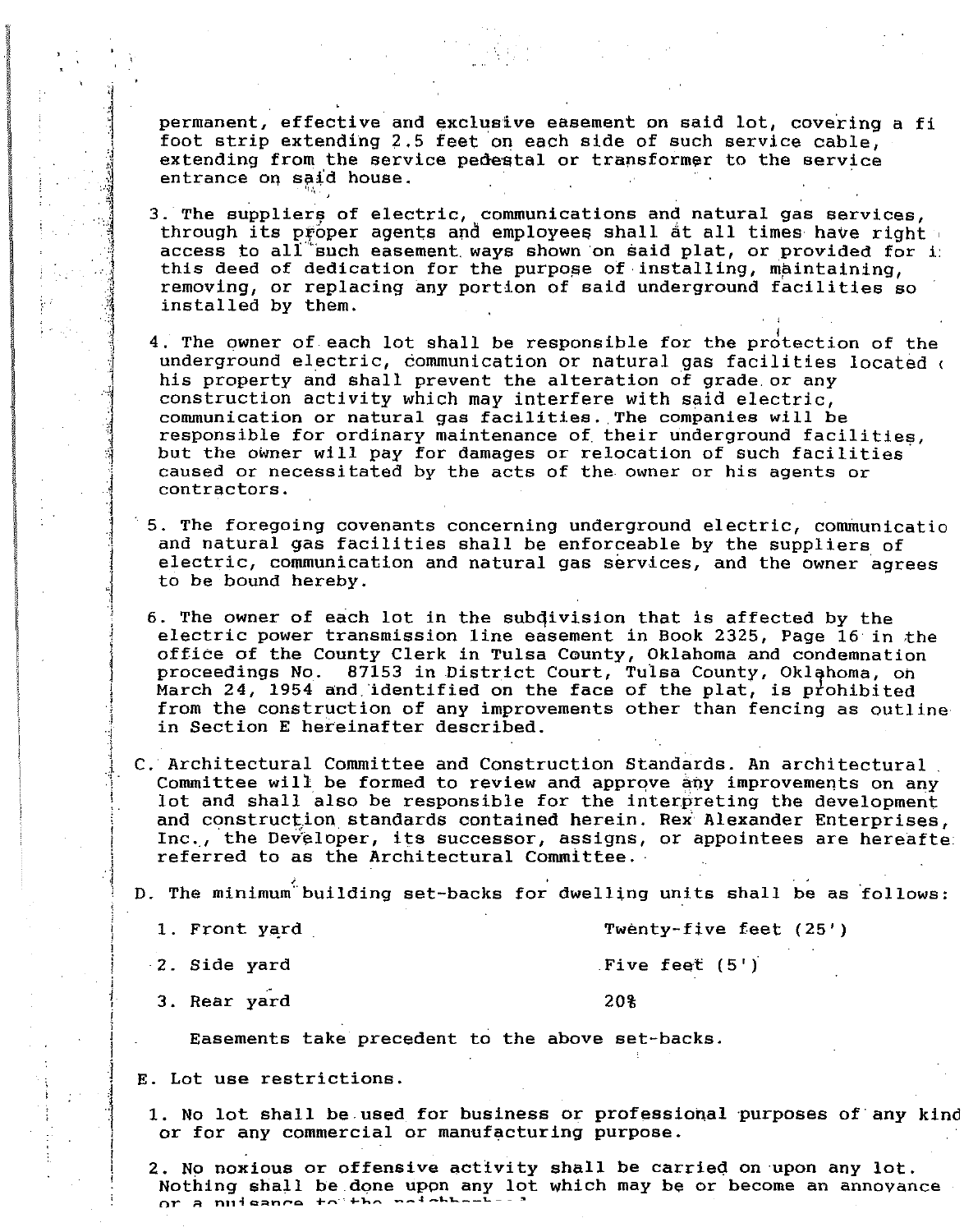permanent, effective and exclusive easement on said lot, covering a fi foot strip extending 2.5 feet on each side of such service cable, extending from the service pedestal or transformer to the service entrance on said house.

3. The suppliers of electric, communications and natural gas services, through its proper agents and employees shall at all times have right access to all such easement ways shown on said plat, or provided for i this deed of dedication for the purpose of installing, maintaining, removing, or replacing any portion of said underground facilities so installed by them.

4. The owner of each lot shall be responsible for the protection of the underground electric, communication or natural gas facilities located his property and shall prevent the alteration of grade or any construction activity which may interfere with said electric, communication or natural gas facilities. The companies will be responsible for ordinary maintenance of their underground facilities, but the owner will pay for damages or relocation of such facilities caused or necessitated by the acts of the owner or his agents or contractors.

5. The foregoing covenants concerning underground electric, communicatio and natural gas facilities shall be enforceable by the suppliers of electric, communication and natural gas services, and the owner agrees to be bound hereby.

6. The owner of each lot in the subdivision that is affected by the electric power transmission line easement in Book 2325, Page 16 in the office of the County Clerk in Tulsa County, Oklahoma and condemnation proceedings No. 87153 in District Court, Tulsa County, Oklahoma, on March 24, 1954 and identified on the face of the plat, is prohibited from the construction of any improvements other than fencing as outline in Section E hereinafter described.

C. Architectural Committee and Construction Standards. An architectural Committee will be formed to review and approve any improvements on any lot and shall also be responsible for the interpreting the development and construction standards contained herein. Rex Alexander Enterprises, Inc., the Developer, its successor, assigns, or appointees are hereafte referred to as the Architectural Committee.

D. The minimum building set-backs for dwelling units shall be as follows:

1. Front yard — Twenty-five feet (25')
2. Side yard — Five feet (5')
3. Rear yard — 20%

Easements take precedent to the above set-backs.

E. Lot use restrictions.

1. No lot shall be used for business or professional purposes of any kind or for any commercial or manufacturing purpose.

2. No noxious or offensive activity shall be carried on upon any lot. Nothing shall be done upon any lot which may be or become an annoyance or a nuisance to the neighborhood.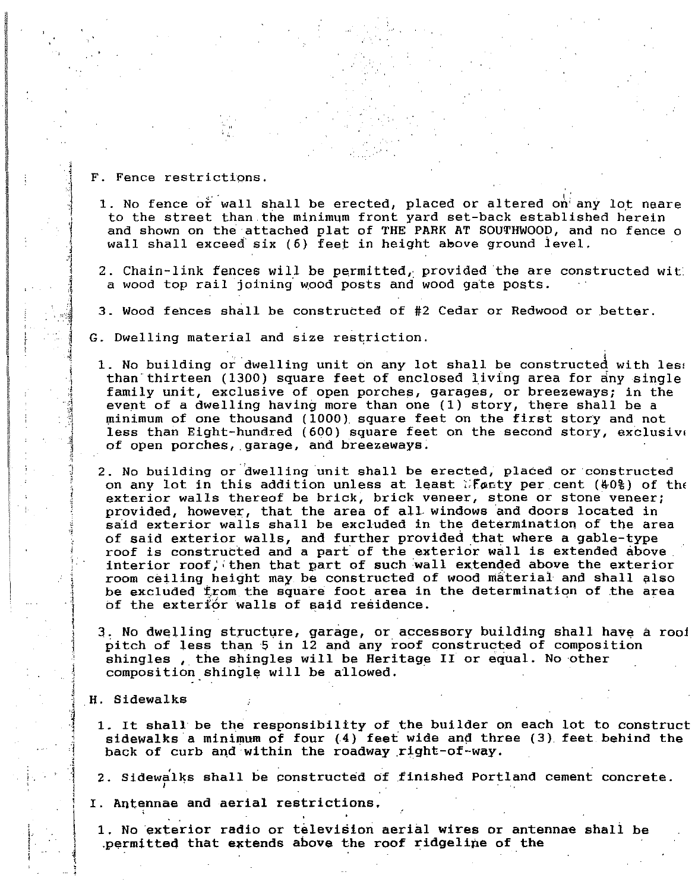F. Fence restrictions.

1. No fence or wall shall be erected, placed or altered on any lot neare to the street than the minimum front yard set-back established herein and shown on the attached plat of THE PARK AT SOUTHWOOD, and no fence o wall shall exceed six (6) feet in height above ground level.

2. Chain-link fences will be permitted, provided the are constructed wit a wood top rail joining wood posts and wood gate posts.

3. Wood fences shall be constructed of #2 Cedar or Redwood or better.

G. Dwelling material and size restriction.

1. No building or dwelling unit on any lot shall be constructed with les than thirteen (1300) square feet of enclosed living area for any single family unit, exclusive of open porches, garages, or breezeways; in the event of a dwelling having more than one (1) story, there shall be a minimum of one thousand (1000) square feet on the first story and not less than Eight-hundred (600) square feet on the second story, exclusiv of open porches, garage, and breezeways.

2. No building or dwelling unit shall be erected, placed or constructed on any lot in this addition unless at least Forty per cent (40%) of the exterior walls thereof be brick, brick veneer, stone or stone veneer; provided, however, that the area of all windows and doors located in said exterior walls shall be excluded in the determination of the area of said exterior walls, and further provided that where a gable-type roof is constructed and a part of the exterior wall is extended above interior roof, then that part of such wall extended above the exterior room ceiling height may be constructed of wood material and shall also be excluded from the square foot area in the determination of the area of the exterior walls of said residence.

3. No dwelling structure, garage, or accessory building shall have a roo pitch of less than 5 in 12 and any roof constructed of composition shingles , the shingles will be Heritage II or equal. No other composition shingle will be allowed.

H. Sidewalks

1. It shall be the responsibility of the builder on each lot to construct sidewalks a minimum of four (4) feet wide and three (3) feet behind the back of curb and within the roadway right-of-way.

2. Sidewalks shall be constructed of finished Portland cement concrete.

I. Antennae and aerial restrictions.

1. No exterior radio or television aerial wires or antennae shall be permitted that extends above the roof ridgeline of the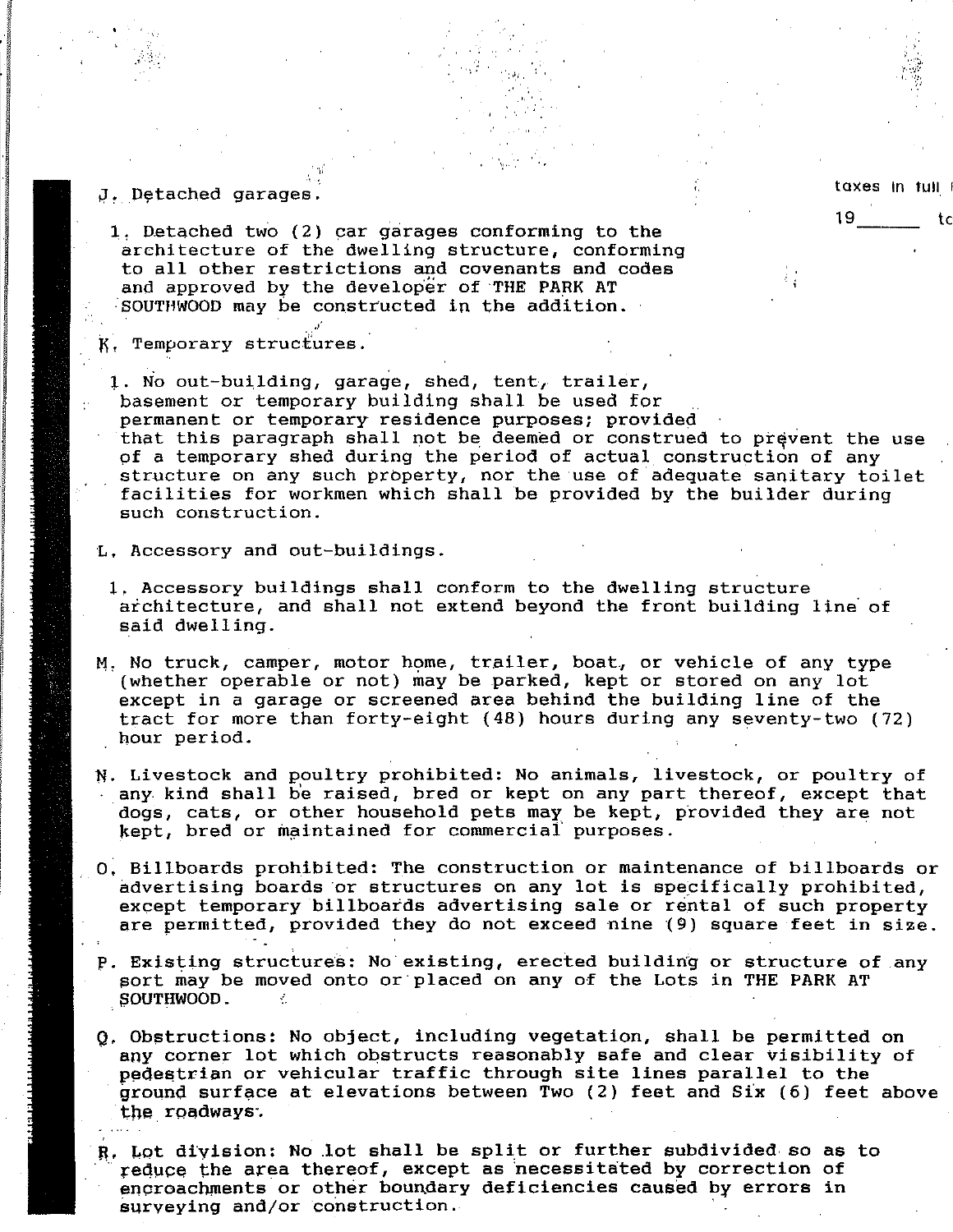J. Detached garages.

1. Detached two (2) car garages conforming to the architecture of the dwelling structure, conforming to all other restrictions and covenants and codes and approved by the developer of THE PARK AT SOUTHWOOD may be constructed in the addition.

K. Temporary structures.

1. No out-building, garage, shed, tent, trailer, basement or temporary building shall be used for permanent or temporary residence purposes; provided that this paragraph shall not be deemed or construed to prevent the use of a temporary shed during the period of actual construction of any structure on any such property, nor the use of adequate sanitary toilet facilities for workmen which shall be provided by the builder during such construction.

L. Accessory and out-buildings.

1. Accessory buildings shall conform to the dwelling structure architecture, and shall not extend beyond the front building line of said dwelling.

M. No truck, camper, motor home, trailer, boat, or vehicle of any type (whether operable or not) may be parked, kept or stored on any lot except in a garage or screened area behind the building line of the tract for more than forty-eight (48) hours during any seventy-two (72) hour period.

N. Livestock and poultry prohibited: No animals, livestock, or poultry of any kind shall be raised, bred or kept on any part thereof, except that dogs, cats, or other household pets may be kept, provided they are not kept, bred or maintained for commercial purposes.

O. Billboards prohibited: The construction or maintenance of billboards or advertising boards or structures on any lot is specifically prohibited, except temporary billboards advertising sale or rental of such property are permitted, provided they do not exceed nine (9) square feet in size.

P. Existing structures: No existing, erected building or structure of any sort may be moved onto or placed on any of the Lots in THE PARK AT SOUTHWOOD.

Q. Obstructions: No object, including vegetation, shall be permitted on any corner lot which obstructs reasonably safe and clear visibility of pedestrian or vehicular traffic through site lines parallel to the ground surface at elevations between Two (2) feet and Six (6) feet above the roadways.

R. Lot division: No lot shall be split or further subdivided so as to reduce the area thereof, except as necessitated by correction of encroachments or other boundary deficiencies caused by errors in surveying and/or construction.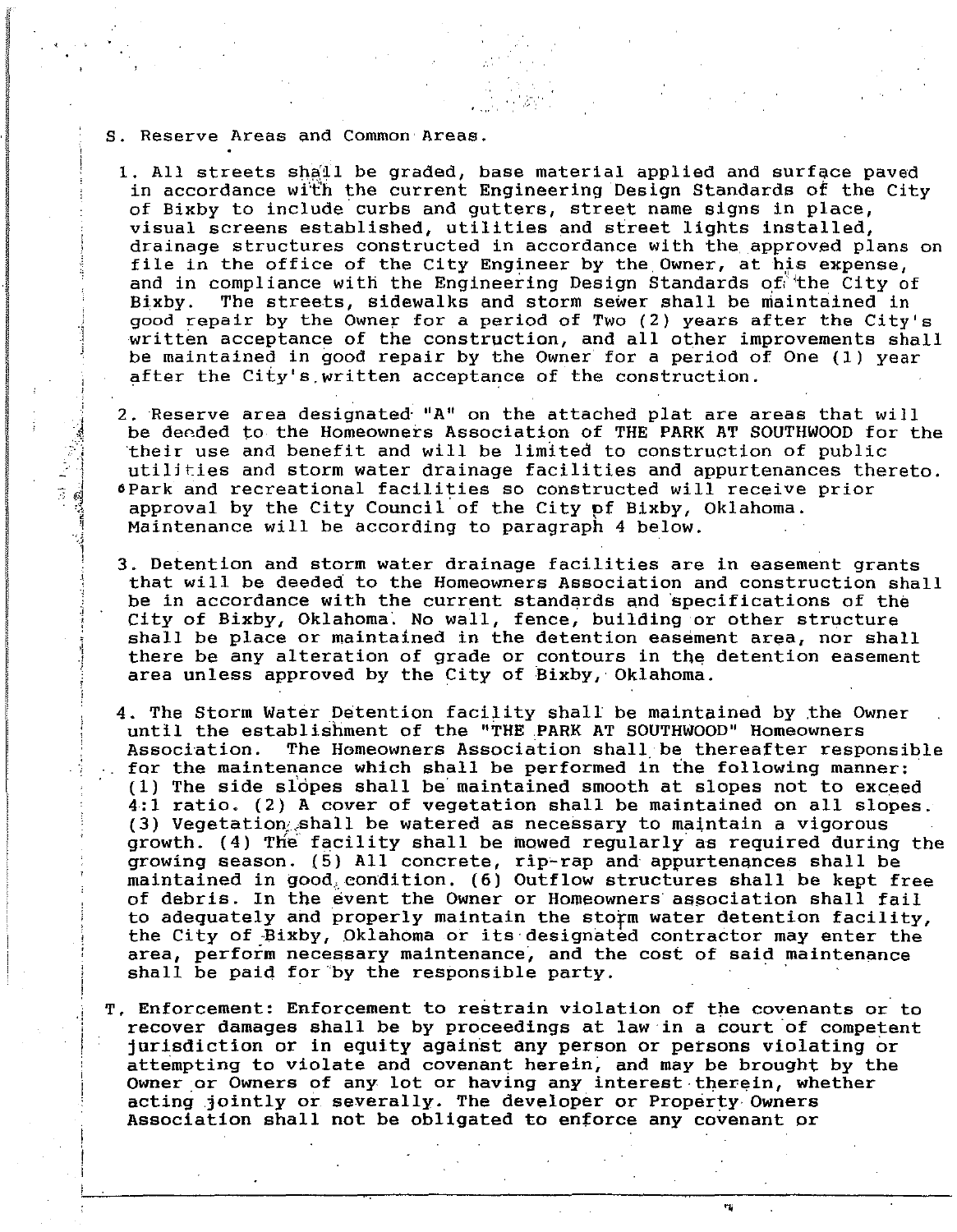S. Reserve Areas and Common Areas.

1. All streets shall be graded, base material applied and surface paved in accordance with the current Engineering Design Standards of the City of Bixby to include curbs and gutters, street name signs in place, visual screens established, utilities and street lights installed, drainage structures constructed in accordance with the approved plans on file in the office of the City Engineer by the Owner, at his expense, and in compliance with the Engineering Design Standards of the City of Bixby. The streets, sidewalks and storm sewer shall be maintained in good repair by the Owner for a period of Two (2) years after the City's written acceptance of the construction, and all other improvements shall be maintained in good repair by the Owner for a period of One (1) year after the City's written acceptance of the construction.

2. Reserve area designated "A" on the attached plat are areas that will be deeded to the Homeowners Association of THE PARK AT SOUTHWOOD for the their use and benefit and will be limited to construction of public utilities and storm water drainage facilities and appurtenances thereto. Park and recreational facilities so constructed will receive prior approval by the City Council of the City of Bixby, Oklahoma. Maintenance will be according to paragraph 4 below.

3. Detention and storm water drainage facilities are in easement grants that will be deeded to the Homeowners Association and construction shall be in accordance with the current standards and specifications of the City of Bixby, Oklahoma. No wall, fence, building or other structure shall be place or maintained in the detention easement area, nor shall there be any alteration of grade or contours in the detention easement area unless approved by the City of Bixby, Oklahoma.

4. The Storm Water Detention facility shall be maintained by the Owner until the establishment of the "THE PARK AT SOUTHWOOD" Homeowners Association. The Homeowners Association shall be thereafter responsible for the maintenance which shall be performed in the following manner: (1) The side slopes shall be maintained smooth at slopes not to exceed 4:1 ratio. (2) A cover of vegetation shall be maintained on all slopes. (3) Vegetation shall be watered as necessary to maintain a vigorous growth. (4) The facility shall be mowed regularly as required during the growing season. (5) All concrete, rip-rap and appurtenances shall be maintained in good condition. (6) Outflow structures shall be kept free of debris. In the event the Owner or Homeowners association shall fail to adequately and properly maintain the storm water detention facility, the City of Bixby, Oklahoma or its designated contractor may enter the area, perform necessary maintenance, and the cost of said maintenance shall be paid for by the responsible party.

T. Enforcement: Enforcement to restrain violation of the covenants or to recover damages shall be by proceedings at law in a court of competent jurisdiction or in equity against any person or persons violating or attempting to violate and covenant herein, and may be brought by the Owner or Owners of any lot or having any interest therein, whether acting jointly or severally. The developer or Property Owners Association shall not be obligated to enforce any covenant or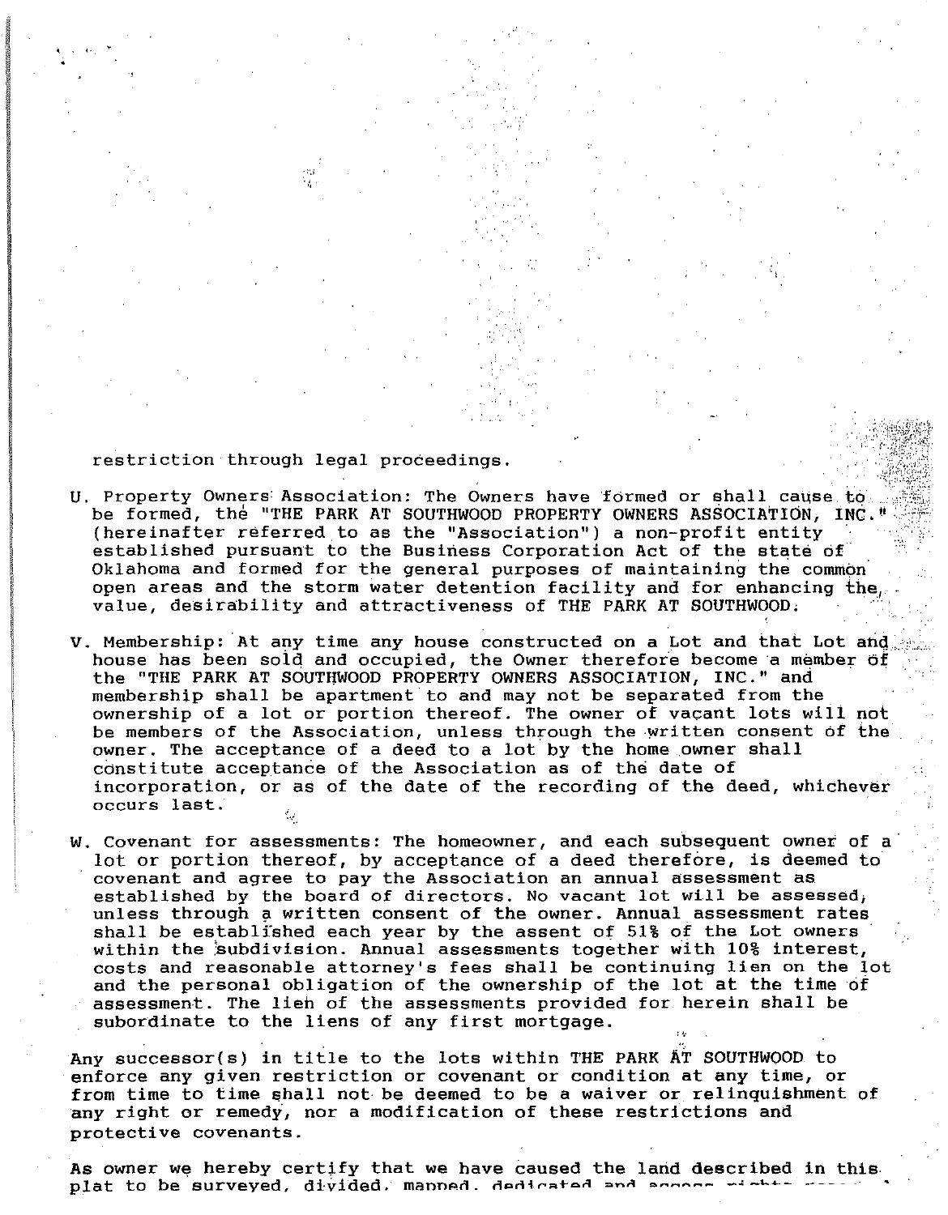restriction through legal proceedings.

U. Property Owners Association: The Owners have formed or shall cause to be formed, the "THE PARK AT SOUTHWOOD PROPERTY OWNERS ASSOCIATION, INC." (hereinafter referred to as the "Association") a non-profit entity established pursuant to the Business Corporation Act of the state of Oklahoma and formed for the general purposes of maintaining the common open areas and the storm water detention facility and for enhancing the value, desirability and attractiveness of THE PARK AT SOUTHWOOD.

V. Membership: At any time any house constructed on a Lot and that Lot and house has been sold and occupied, the Owner therefore become a member of the "THE PARK AT SOUTHWOOD PROPERTY OWNERS ASSOCIATION, INC." and membership shall be apartment to and may not be separated from the ownership of a lot or portion thereof. The owner of vacant lots will not be members of the Association, unless through the written consent of the owner. The acceptance of a deed to a lot by the home owner shall constitute acceptance of the Association as of the date of incorporation, or as of the date of the recording of the deed, whichever occurs last.

W. Covenant for assessments: The homeowner, and each subsequent owner of a lot or portion thereof, by acceptance of a deed therefore, is deemed to covenant and agree to pay the Association an annual assessment as established by the board of directors. No vacant lot will be assessed, unless through a written consent of the owner. Annual assessment rates shall be established each year by the assent of 51% of the Lot owners within the subdivision. Annual assessments together with 10% interest, costs and reasonable attorney's fees shall be continuing lien on the lot and the personal obligation of the ownership of the lot at the time of assessment. The lien of the assessments provided for herein shall be subordinate to the liens of any first mortgage.

Any successor(s) in title to the lots within THE PARK AT SOUTHWOOD to enforce any given restriction or covenant or condition at any time, or from time to time shall not be deemed to be a waiver or relinquishment of any right or remedy, nor a modification of these restrictions and protective covenants.

As owner we hereby certify that we have caused the land described in this plat to be surveyed, divided, mapped, dedicated and access rights ...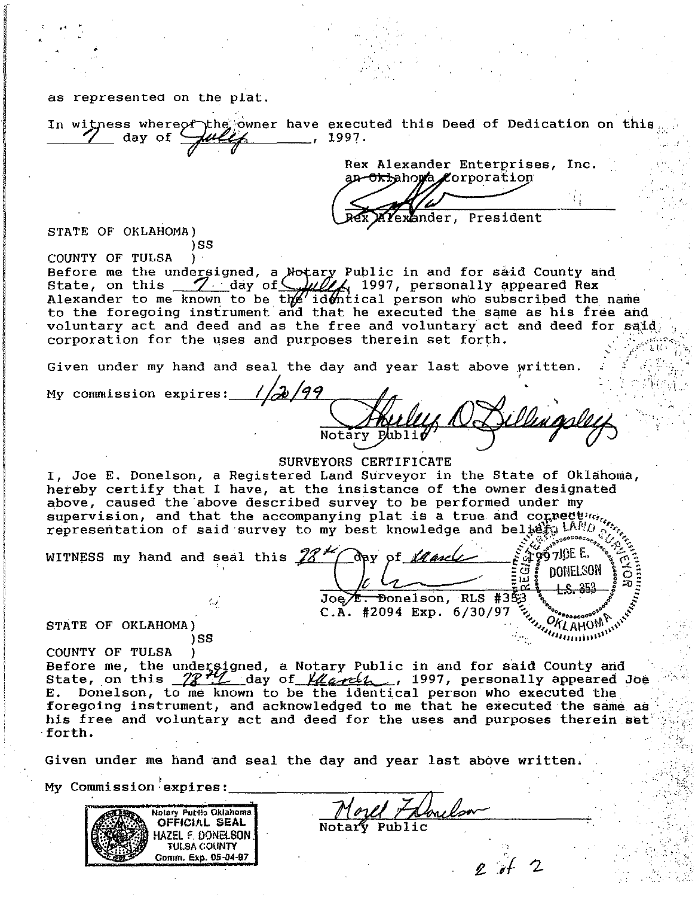as represented on the plat.

In witness whereof the owner have executed this Deed of Dedication on this 7 day of July, 1997.

Rex Alexander Enterprises, Inc.
an Oklahoma corporation

Rex Alexander, President

STATE OF OKLAHOMA)
)SS
COUNTY OF TULSA )

Before me the undersigned, a Notary Public in and for said County and State, on this 7 day of July, 1997, personally appeared Rex Alexander to me known to be the identical person who subscribed the name to the foregoing instrument and that he executed the same as his free and voluntary act and deed and as the free and voluntary act and deed for said corporation for the uses and purposes therein set forth.

Given under my hand and seal the day and year last above written.

My commission expires: 1/20/99

Notary Public

## SURVEYORS CERTIFICATE

I, Joe E. Donelson, a Registered Land Surveyor in the State of Oklahoma, hereby certify that I have, at the insistance of the owner designated above, caused the above described survey to be performed under my supervision, and that the accompanying plat is a true and correct representation of said survey to my best knowledge and belief.

WITNESS my hand and seal this 28th day of March 1997.

Joe E. Donelson, RLS #353
C.A. #2094 Exp. 6/30/97

REGISTERED LAND SURVEYOR
JOE E. DONELSON
L.S. 353
OKLAHOMA

STATE OF OKLAHOMA)
)SS
COUNTY OF TULSA )

Before me, the undersigned, a Notary Public in and for said County and State, on this 28th day of March, 1997, personally appeared Joe E. Donelson, to me known to be the identical person who executed the foregoing instrument, and acknowledged to me that he executed the same as his free and voluntary act and deed for the uses and purposes therein set forth.

Given under me hand and seal the day and year last above written.

My Commission expires:

Notary Public Oklahoma
OFFICIAL SEAL
HAZEL F. DONELSON
TULSA COUNTY
Comm. Exp. 05-04-97

Notary Public